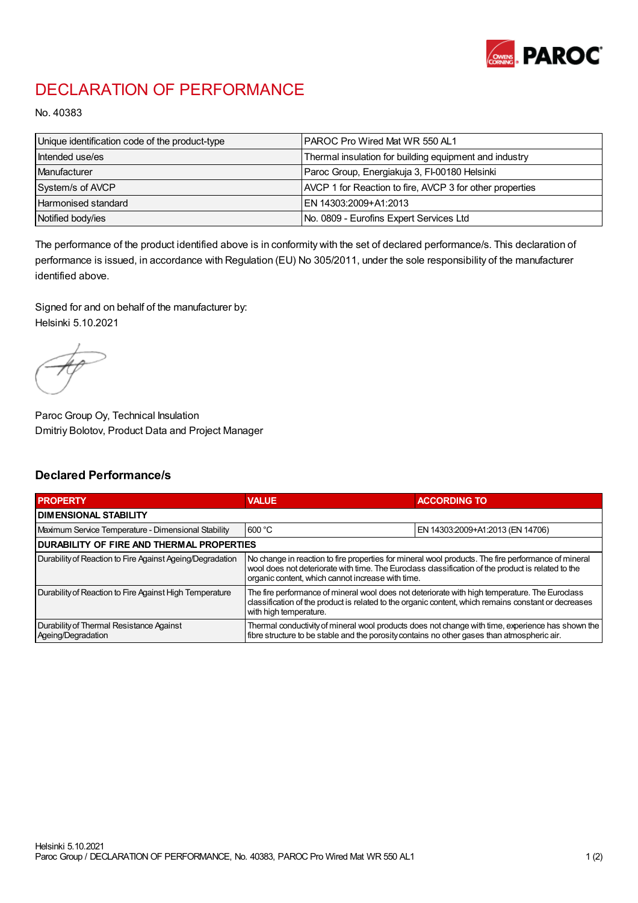# DECLARATION OF PERFORMANCE

No. 40383

| | |
|---|---|
| Unique identification code of the product-type | PAROC Pro Wired Mat WR 550 AL1 |
| Intended use/es | Thermal insulation for building equipment and industry |
| Manufacturer | Paroc Group, Energiakuja 3, FI-00180 Helsinki |
| System/s of AVCP | AVCP 1 for Reaction to fire, AVCP 3 for other properties |
| Harmonised standard | EN 14303:2009+A1:2013 |
| Notified body/ies | No. 0809 - Eurofins Expert Services Ltd |

The performance of the product identified above is in conformity with the set of declared performance/s. This declaration of performance is issued, in accordance with Regulation (EU) No 305/2011, under the sole responsibility of the manufacturer identified above.

Signed for and on behalf of the manufacturer by:
Helsinki 5.10.2021

Paroc Group Oy, Technical Insulation
Dmitriy Bolotov, Product Data and Project Manager

## Declared Performance/s

| PROPERTY | VALUE | ACCORDING TO |
|---|---|---|
| **DIMENSIONAL STABILITY** | | |
| Maximum Service Temperature - Dimensional Stability | 600 °C | EN 14303:2009+A1:2013 (EN 14706) |
| **DURABILITY OF FIRE AND THERMAL PROPERTIES** | | |
| Durability of Reaction to Fire Against Ageing/Degradation | No change in reaction to fire properties for mineral wool products. The fire performance of mineral wool does not deteriorate with time. The Euroclass classification of the product is related to the organic content, which cannot increase with time. | |
| Durability of Reaction to Fire Against High Temperature | The fire performance of mineral wool does not deteriorate with high temperature. The Euroclass classification of the product is related to the organic content, which remains constant or decreases with high temperature. | |
| Durability of Thermal Resistance Against Ageing/Degradation | Thermal conductivity of mineral wool products does not change with time, experience has shown the fibre structure to be stable and the porosity contains no other gases than atmospheric air. | |

Helsinki 5.10.2021
Paroc Group / DECLARATION OF PERFORMANCE, No. 40383, PAROC Pro Wired Mat WR 550 AL1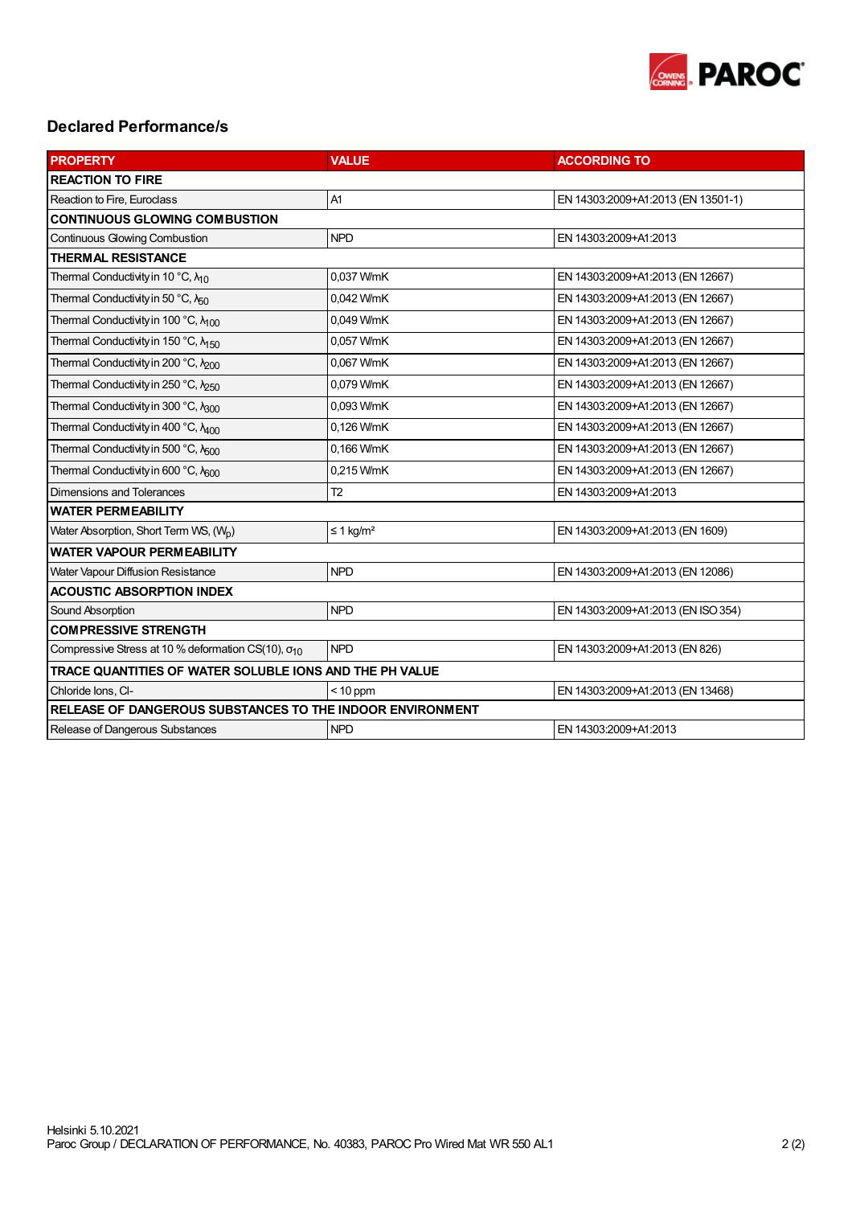## Declared Performance/s

| PROPERTY | VALUE | ACCORDING TO |
|---|---|---|
| **REACTION TO FIRE** | | |
| Reaction to Fire, Euroclass | A1 | EN 14303:2009+A1:2013 (EN 13501-1) |
| **CONTINUOUS GLOWING COMBUSTION** | | |
| Continuous Glowing Combustion | NPD | EN 14303:2009+A1:2013 |
| **THERMAL RESISTANCE** | | |
| Thermal Conductivity in 10 °C, $\lambda_{10}$ | 0,037 W/mK | EN 14303:2009+A1:2013 (EN 12667) |
| Thermal Conductivity in 50 °C, $\lambda_{50}$ | 0,042 W/mK | EN 14303:2009+A1:2013 (EN 12667) |
| Thermal Conductivity in 100 °C, $\lambda_{100}$ | 0,049 W/mK | EN 14303:2009+A1:2013 (EN 12667) |
| Thermal Conductivity in 150 °C, $\lambda_{150}$ | 0,057 W/mK | EN 14303:2009+A1:2013 (EN 12667) |
| Thermal Conductivity in 200 °C, $\lambda_{200}$ | 0,067 W/mK | EN 14303:2009+A1:2013 (EN 12667) |
| Thermal Conductivity in 250 °C, $\lambda_{250}$ | 0,079 W/mK | EN 14303:2009+A1:2013 (EN 12667) |
| Thermal Conductivity in 300 °C, $\lambda_{300}$ | 0,093 W/mK | EN 14303:2009+A1:2013 (EN 12667) |
| Thermal Conductivity in 400 °C, $\lambda_{400}$ | 0,126 W/mK | EN 14303:2009+A1:2013 (EN 12667) |
| Thermal Conductivity in 500 °C, $\lambda_{500}$ | 0,166 W/mK | EN 14303:2009+A1:2013 (EN 12667) |
| Thermal Conductivity in 600 °C, $\lambda_{600}$ | 0,215 W/mK | EN 14303:2009+A1:2013 (EN 12667) |
| Dimensions and Tolerances | T2 | EN 14303:2009+A1:2013 |
| **WATER PERMEABILITY** | | |
| Water Absorption, Short Term WS, ($W_p$) | ≤ 1 kg/m² | EN 14303:2009+A1:2013 (EN 1609) |
| **WATER VAPOUR PERMEABILITY** | | |
| Water Vapour Diffusion Resistance | NPD | EN 14303:2009+A1:2013 (EN 12086) |
| **ACOUSTIC ABSORPTION INDEX** | | |
| Sound Absorption | NPD | EN 14303:2009+A1:2013 (EN ISO 354) |
| **COMPRESSIVE STRENGTH** | | |
| Compressive Stress at 10 % deformation CS(10), $\sigma_{10}$ | NPD | EN 14303:2009+A1:2013 (EN 826) |
| **TRACE QUANTITIES OF WATER SOLUBLE IONS AND THE PH VALUE** | | |
| Chloride Ions, Cl- | < 10 ppm | EN 14303:2009+A1:2013 (EN 13468) |
| **RELEASE OF DANGEROUS SUBSTANCES TO THE INDOOR ENVIRONMENT** | | |
| Release of Dangerous Substances | NPD | EN 14303:2009+A1:2013 |

Helsinki 5.10.2021
Paroc Group / DECLARATION OF PERFORMANCE, No. 40383, PAROC Pro Wired Mat WR 550 AL1